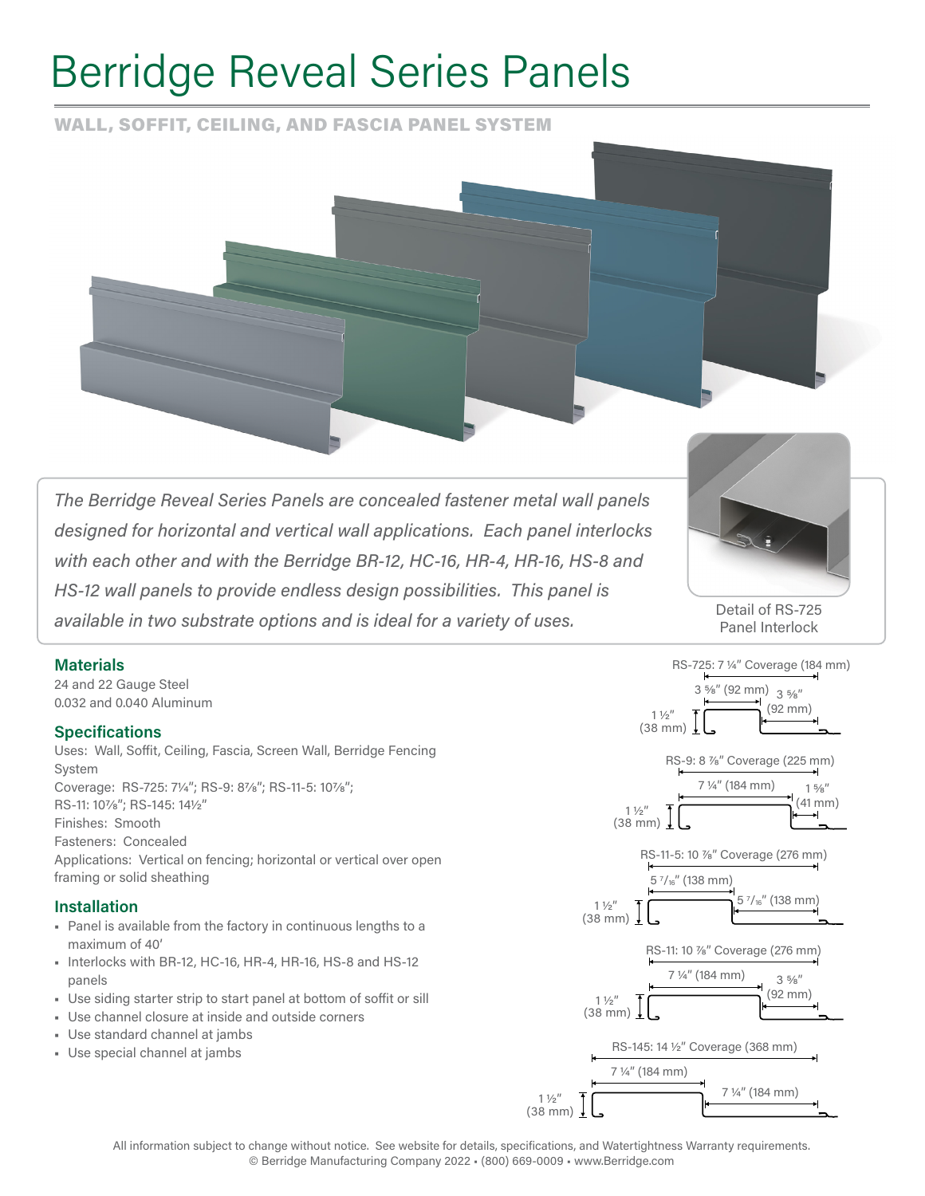# Berridge Reveal Series Panels

## WALL, SOFFIT, CEILING, AND FASCIA PANEL SYSTEM

*The Berridge Reveal Series Panels are concealed fastener metal wall panels designed for horizontal and vertical wall applications. Each panel interlocks with each other and with the Berridge BR-12, HC-16, HR-4, HR-16, HS-8 and HS-12 wall panels to provide endless design possibilities. This panel is available in two substrate options and is ideal for a variety of uses.*

Detail of RS-725 Panel Interlock

### Materials

24 and 22 Gauge Steel
0.032 and 0.040 Aluminum

### Specifications

Uses: Wall, Soffit, Ceiling, Fascia, Screen Wall, Berridge Fencing System
Coverage: RS-725: 7¼"; RS-9: 8⅞"; RS-11-5: 10⅞"; RS-11: 10⅞"; RS-145: 14½"
Finishes: Smooth
Fasteners: Concealed
Applications: Vertical on fencing; horizontal or vertical over open framing or solid sheathing

### Installation

- Panel is available from the factory in continuous lengths to a maximum of 40'
- Interlocks with BR-12, HC-16, HR-4, HR-16, HS-8 and HS-12 panels
- Use siding starter strip to start panel at bottom of soffit or sill
- Use channel closure at inside and outside corners
- Use standard channel at jambs
- Use special channel at jambs

RS-725: 7 ¼" Coverage (184 mm)
3 ⅝" (92 mm) 3 ⅝" (92 mm)
1 ½" (38 mm)

RS-9: 8 ⅞" Coverage (225 mm)
7 ¼" (184 mm) 1 ⅝" (41 mm)
1 ½" (38 mm)

RS-11-5: 10 ⅞" Coverage (276 mm)
5 7/16" (138 mm) 5 7/16" (138 mm)
1 ½" (38 mm)

RS-11: 10 ⅞" Coverage (276 mm)
7 ¼" (184 mm) 3 ⅝" (92 mm)
1 ½" (38 mm)

RS-145: 14 ½" Coverage (368 mm)
7 ¼" (184 mm) 7 ¼" (184 mm)
1 ½" (38 mm)

All information subject to change without notice. See website for details, specifications, and Watertightness Warranty requirements.
© Berridge Manufacturing Company 2022 • (800) 669-0009 • www.Berridge.com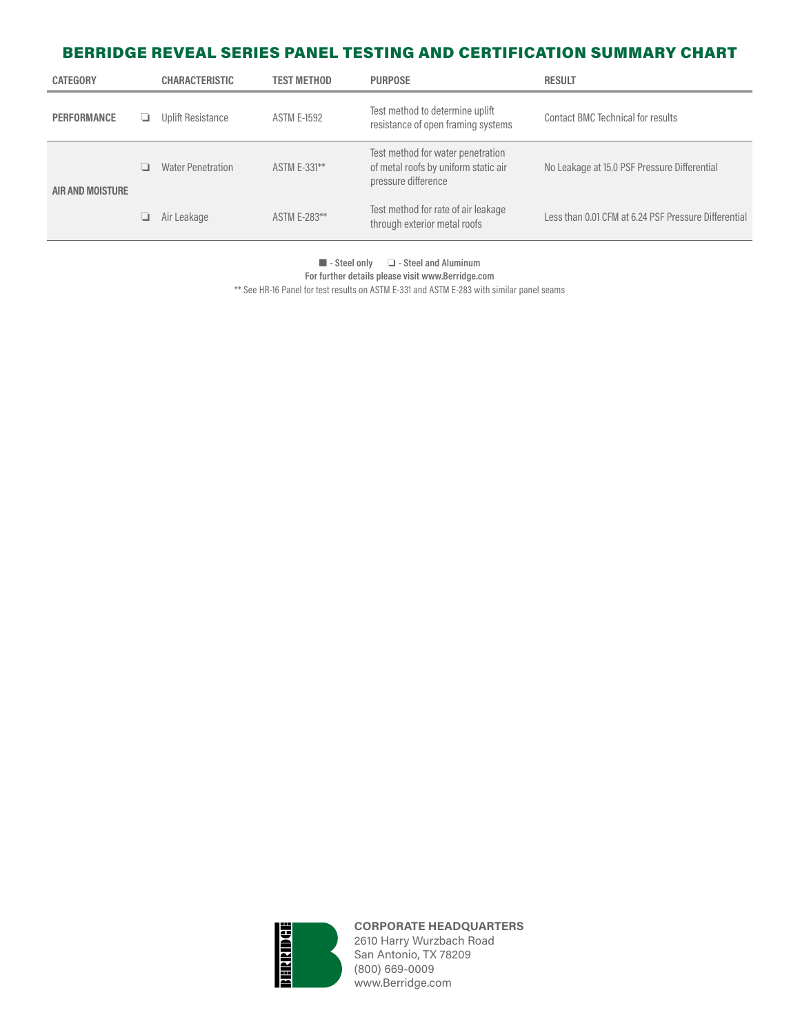## BERRIDGE REVEAL SERIES PANEL TESTING AND CERTIFICATION SUMMARY CHART

| CATEGORY | | CHARACTERISTIC | TEST METHOD | PURPOSE | RESULT |
|---|---|---|---|---|---|
| PERFORMANCE | ❏ | Uplift Resistance | ASTM E-1592 | Test method to determine uplift resistance of open framing systems | Contact BMC Technical for results |
| AIR AND MOISTURE | ❏ | Water Penetration | ASTM E-331** | Test method for water penetration of metal roofs by uniform static air pressure difference | No Leakage at 15.0 PSF Pressure Differential |
| | ❏ | Air Leakage | ASTM E-283** | Test method for rate of air leakage through exterior metal roofs | Less than 0.01 CFM at 6.24 PSF Pressure Differential |

■ - Steel only ❏ - Steel and Aluminum

For further details please visit www.Berridge.com

** See HR-16 Panel for test results on ASTM E-331 and ASTM E-283 with similar panel seams

**CORPORATE HEADQUARTERS**
2610 Harry Wurzbach Road
San Antonio, TX 78209
(800) 669-0009
www.Berridge.com